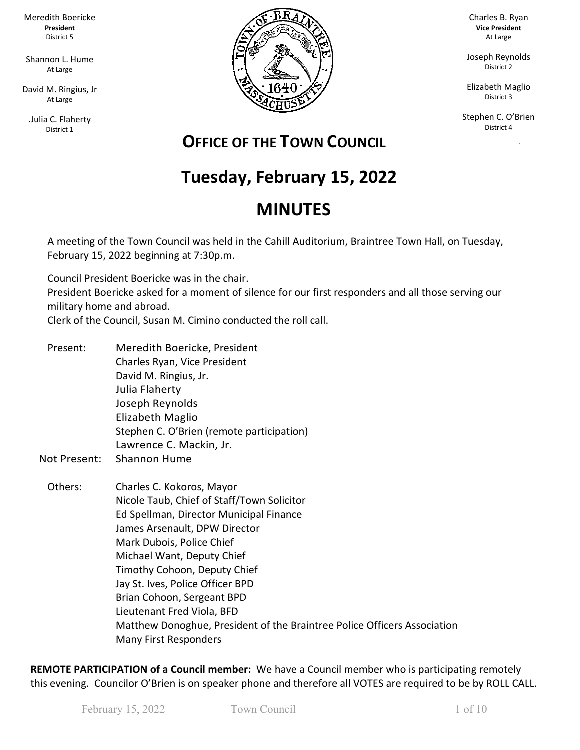Meredith Boericke
**President**
District 5

Shannon L. Hume
At Large

David M. Ringius, Jr
At Large

.Julia C. Flaherty
District 1

Charles B. Ryan
**Vice President**
At Large

Joseph Reynolds
District 2

Elizabeth Maglio
District 3

Stephen C. O'Brien
District 4

## OFFICE OF THE TOWN COUNCIL

# Tuesday, February 15, 2022

# MINUTES

A meeting of the Town Council was held in the Cahill Auditorium, Braintree Town Hall, on Tuesday, February 15, 2022 beginning at 7:30p.m.

Council President Boericke was in the chair.
President Boericke asked for a moment of silence for our first responders and all those serving our military home and abroad.
Clerk of the Council, Susan M. Cimino conducted the roll call.

Present:
- Meredith Boericke, President
- Charles Ryan, Vice President
- David M. Ringius, Jr.
- Julia Flaherty
- Joseph Reynolds
- Elizabeth Maglio
- Stephen C. O'Brien (remote participation)
- Lawrence C. Mackin, Jr.

Not Present:
- Shannon Hume

Others:
- Charles C. Kokoros, Mayor
- Nicole Taub, Chief of Staff/Town Solicitor
- Ed Spellman, Director Municipal Finance
- James Arsenault, DPW Director
- Mark Dubois, Police Chief
- Michael Want, Deputy Chief
- Timothy Cohoon, Deputy Chief
- Jay St. Ives, Police Officer BPD
- Brian Cohoon, Sergeant BPD
- Lieutenant Fred Viola, BFD
- Matthew Donoghue, President of the Braintree Police Officers Association
- Many First Responders

**REMOTE PARTICIPATION of a Council member:** We have a Council member who is participating remotely this evening. Councilor O'Brien is on speaker phone and therefore all VOTES are required to be by ROLL CALL.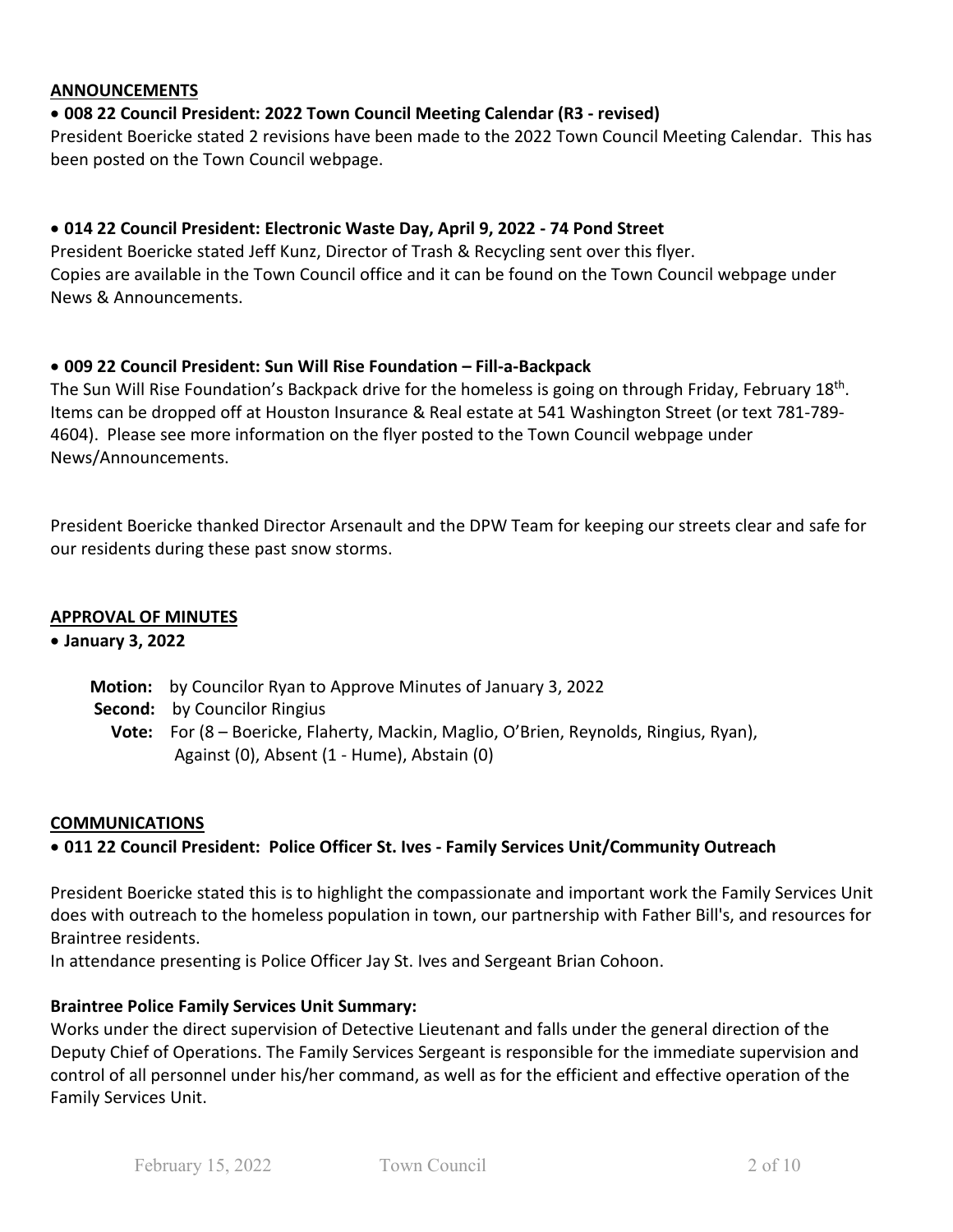## ANNOUNCEMENTS

- **008 22 Council President: 2022 Town Council Meeting Calendar (R3 - revised)**

President Boericke stated 2 revisions have been made to the 2022 Town Council Meeting Calendar. This has been posted on the Town Council webpage.

- **014 22 Council President: Electronic Waste Day, April 9, 2022 - 74 Pond Street**

President Boericke stated Jeff Kunz, Director of Trash & Recycling sent over this flyer. Copies are available in the Town Council office and it can be found on the Town Council webpage under News & Announcements.

- **009 22 Council President: Sun Will Rise Foundation – Fill-a-Backpack**

The Sun Will Rise Foundation's Backpack drive for the homeless is going on through Friday, February 18th. Items can be dropped off at Houston Insurance & Real estate at 541 Washington Street (or text 781-789-4604). Please see more information on the flyer posted to the Town Council webpage under News/Announcements.

President Boericke thanked Director Arsenault and the DPW Team for keeping our streets clear and safe for our residents during these past snow storms.

## APPROVAL OF MINUTES

- **January 3, 2022**

**Motion:** by Councilor Ryan to Approve Minutes of January 3, 2022
**Second:** by Councilor Ringius
**Vote:** For (8 – Boericke, Flaherty, Mackin, Maglio, O'Brien, Reynolds, Ringius, Ryan), Against (0), Absent (1 - Hume), Abstain (0)

## COMMUNICATIONS

- **011 22 Council President: Police Officer St. Ives - Family Services Unit/Community Outreach**

President Boericke stated this is to highlight the compassionate and important work the Family Services Unit does with outreach to the homeless population in town, our partnership with Father Bill's, and resources for Braintree residents.
In attendance presenting is Police Officer Jay St. Ives and Sergeant Brian Cohoon.

**Braintree Police Family Services Unit Summary:**
Works under the direct supervision of Detective Lieutenant and falls under the general direction of the Deputy Chief of Operations. The Family Services Sergeant is responsible for the immediate supervision and control of all personnel under his/her command, as well as for the efficient and effective operation of the Family Services Unit.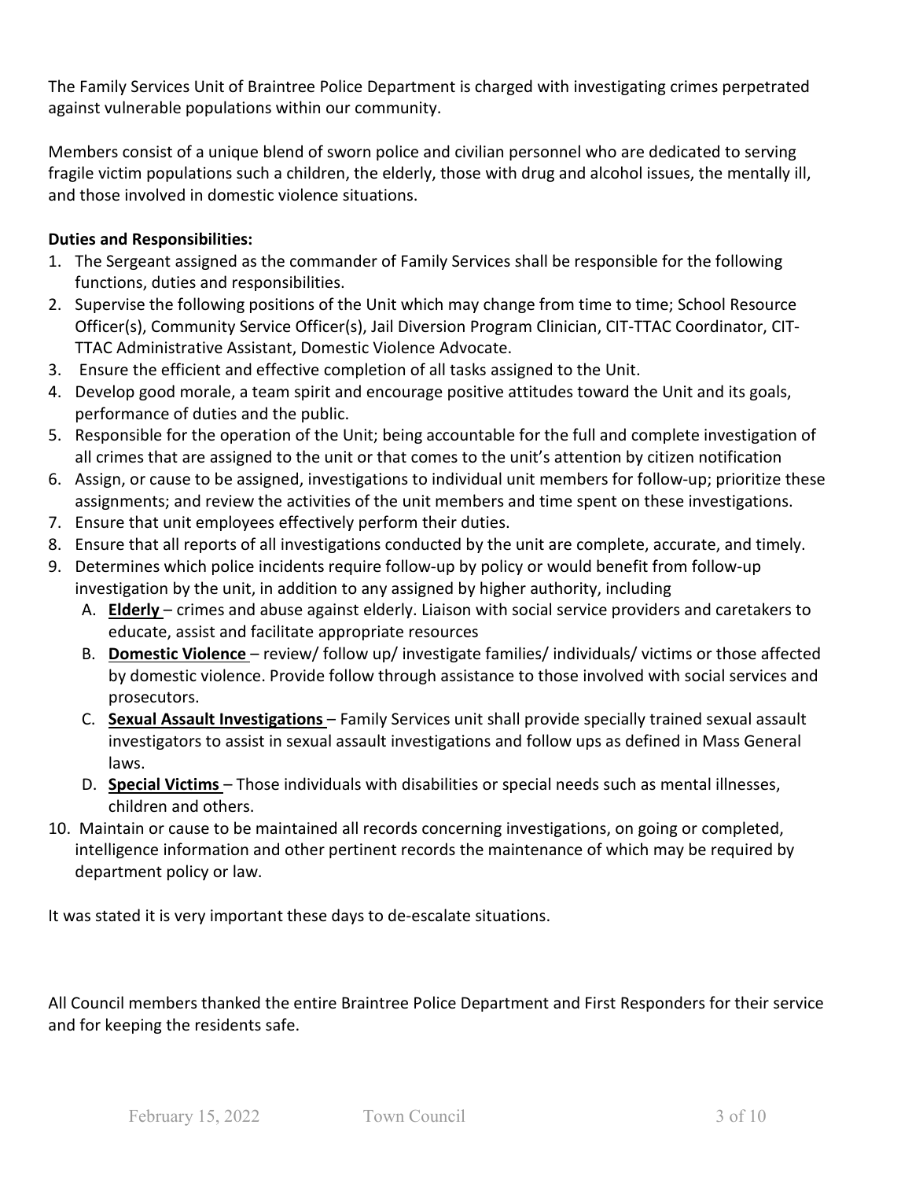The Family Services Unit of Braintree Police Department is charged with investigating crimes perpetrated against vulnerable populations within our community.

Members consist of a unique blend of sworn police and civilian personnel who are dedicated to serving fragile victim populations such a children, the elderly, those with drug and alcohol issues, the mentally ill, and those involved in domestic violence situations.

**Duties and Responsibilities:**

1. The Sergeant assigned as the commander of Family Services shall be responsible for the following functions, duties and responsibilities.
2. Supervise the following positions of the Unit which may change from time to time; School Resource Officer(s), Community Service Officer(s), Jail Diversion Program Clinician, CIT-TTAC Coordinator, CIT-TTAC Administrative Assistant, Domestic Violence Advocate.
3. Ensure the efficient and effective completion of all tasks assigned to the Unit.
4. Develop good morale, a team spirit and encourage positive attitudes toward the Unit and its goals, performance of duties and the public.
5. Responsible for the operation of the Unit; being accountable for the full and complete investigation of all crimes that are assigned to the unit or that comes to the unit's attention by citizen notification
6. Assign, or cause to be assigned, investigations to individual unit members for follow-up; prioritize these assignments; and review the activities of the unit members and time spent on these investigations.
7. Ensure that unit employees effectively perform their duties.
8. Ensure that all reports of all investigations conducted by the unit are complete, accurate, and timely.
9. Determines which police incidents require follow-up by policy or would benefit from follow-up investigation by the unit, in addition to any assigned by higher authority, including
   A. **Elderly** – crimes and abuse against elderly. Liaison with social service providers and caretakers to educate, assist and facilitate appropriate resources
   B. **Domestic Violence** – review/ follow up/ investigate families/ individuals/ victims or those affected by domestic violence. Provide follow through assistance to those involved with social services and prosecutors.
   C. **Sexual Assault Investigations** – Family Services unit shall provide specially trained sexual assault investigators to assist in sexual assault investigations and follow ups as defined in Mass General laws.
   D. **Special Victims** – Those individuals with disabilities or special needs such as mental illnesses, children and others.
10. Maintain or cause to be maintained all records concerning investigations, on going or completed, intelligence information and other pertinent records the maintenance of which may be required by department policy or law.

It was stated it is very important these days to de-escalate situations.

All Council members thanked the entire Braintree Police Department and First Responders for their service and for keeping the residents safe.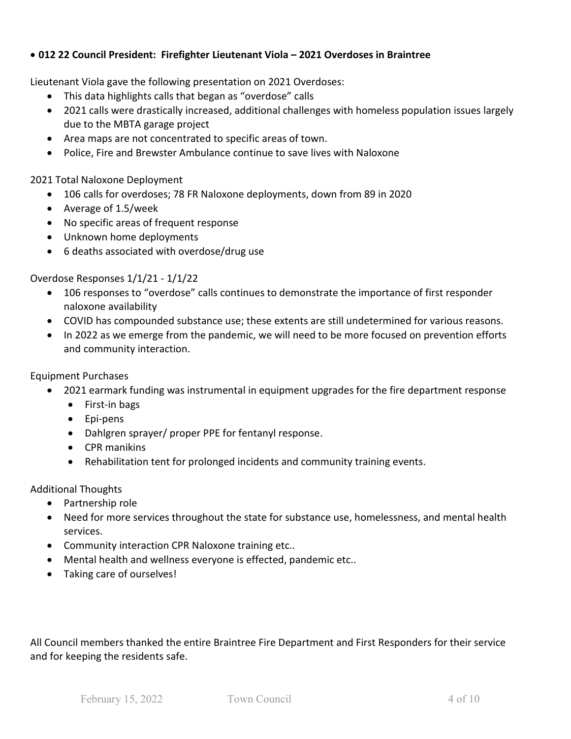- **012 22 Council President: Firefighter Lieutenant Viola – 2021 Overdoses in Braintree**

Lieutenant Viola gave the following presentation on 2021 Overdoses:

- This data highlights calls that began as "overdose" calls
- 2021 calls were drastically increased, additional challenges with homeless population issues largely due to the MBTA garage project
- Area maps are not concentrated to specific areas of town.
- Police, Fire and Brewster Ambulance continue to save lives with Naloxone

2021 Total Naloxone Deployment

- 106 calls for overdoses; 78 FR Naloxone deployments, down from 89 in 2020
- Average of 1.5/week
- No specific areas of frequent response
- Unknown home deployments
- 6 deaths associated with overdose/drug use

Overdose Responses 1/1/21 - 1/1/22

- 106 responses to "overdose" calls continues to demonstrate the importance of first responder naloxone availability
- COVID has compounded substance use; these extents are still undetermined for various reasons.
- In 2022 as we emerge from the pandemic, we will need to be more focused on prevention efforts and community interaction.

Equipment Purchases

- 2021 earmark funding was instrumental in equipment upgrades for the fire department response
  - First-in bags
  - Epi-pens
  - Dahlgren sprayer/ proper PPE for fentanyl response.
  - CPR manikins
  - Rehabilitation tent for prolonged incidents and community training events.

Additional Thoughts

- Partnership role
- Need for more services throughout the state for substance use, homelessness, and mental health services.
- Community interaction CPR Naloxone training etc..
- Mental health and wellness everyone is effected, pandemic etc..
- Taking care of ourselves!

All Council members thanked the entire Braintree Fire Department and First Responders for their service and for keeping the residents safe.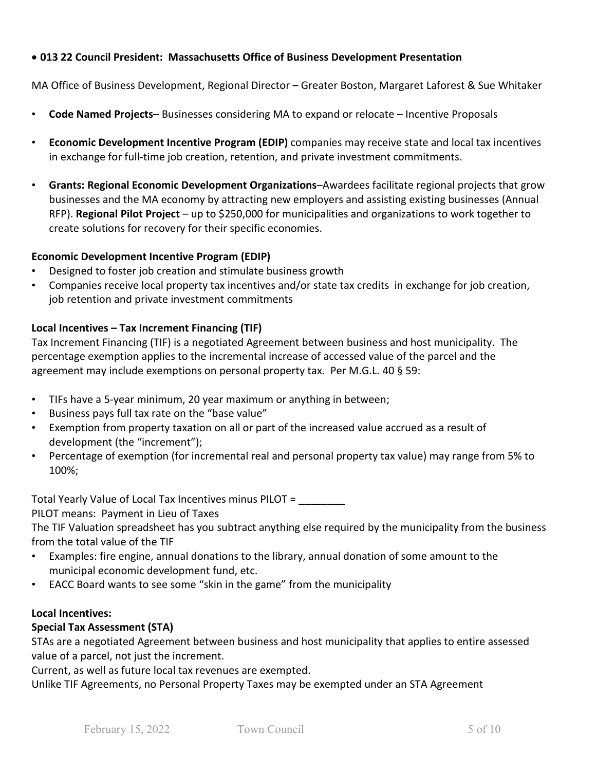- **013 22 Council President: Massachusetts Office of Business Development Presentation**

MA Office of Business Development, Regional Director – Greater Boston, Margaret Laforest & Sue Whitaker

- **Code Named Projects**– Businesses considering MA to expand or relocate – Incentive Proposals
- **Economic Development Incentive Program (EDIP)** companies may receive state and local tax incentives in exchange for full-time job creation, retention, and private investment commitments.
- **Grants: Regional Economic Development Organizations**–Awardees facilitate regional projects that grow businesses and the MA economy by attracting new employers and assisting existing businesses (Annual RFP). **Regional Pilot Project** – up to $250,000 for municipalities and organizations to work together to create solutions for recovery for their specific economies.

**Economic Development Incentive Program (EDIP)**

- Designed to foster job creation and stimulate business growth
- Companies receive local property tax incentives and/or state tax credits in exchange for job creation, job retention and private investment commitments

**Local Incentives – Tax Increment Financing (TIF)**

Tax Increment Financing (TIF) is a negotiated Agreement between business and host municipality. The percentage exemption applies to the incremental increase of accessed value of the parcel and the agreement may include exemptions on personal property tax. Per M.G.L. 40 § 59:

- TIFs have a 5-year minimum, 20 year maximum or anything in between;
- Business pays full tax rate on the "base value"
- Exemption from property taxation on all or part of the increased value accrued as a result of development (the "increment");
- Percentage of exemption (for incremental real and personal property tax value) may range from 5% to 100%;

Total Yearly Value of Local Tax Incentives minus PILOT = ________

PILOT means: Payment in Lieu of Taxes

The TIF Valuation spreadsheet has you subtract anything else required by the municipality from the business from the total value of the TIF

- Examples: fire engine, annual donations to the library, annual donation of some amount to the municipal economic development fund, etc.
- EACC Board wants to see some "skin in the game" from the municipality

**Local Incentives:**

**Special Tax Assessment (STA)**

STAs are a negotiated Agreement between business and host municipality that applies to entire assessed value of a parcel, not just the increment.

Current, as well as future local tax revenues are exempted.

Unlike TIF Agreements, no Personal Property Taxes may be exempted under an STA Agreement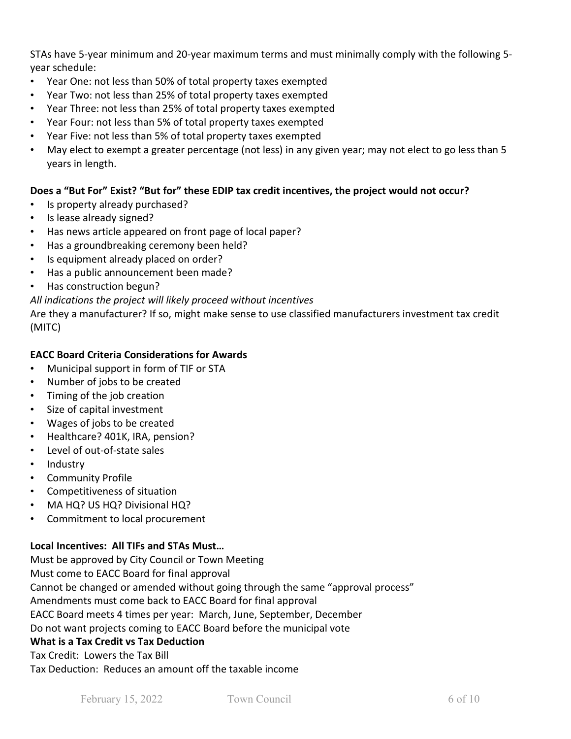STAs have 5-year minimum and 20-year maximum terms and must minimally comply with the following 5-year schedule:

- Year One: not less than 50% of total property taxes exempted
- Year Two: not less than 25% of total property taxes exempted
- Year Three: not less than 25% of total property taxes exempted
- Year Four: not less than 5% of total property taxes exempted
- Year Five: not less than 5% of total property taxes exempted
- May elect to exempt a greater percentage (not less) in any given year; may not elect to go less than 5 years in length.

**Does a "But For" Exist? "But for" these EDIP tax credit incentives, the project would not occur?**

- Is property already purchased?
- Is lease already signed?
- Has news article appeared on front page of local paper?
- Has a groundbreaking ceremony been held?
- Is equipment already placed on order?
- Has a public announcement been made?
- Has construction begun?

*All indications the project will likely proceed without incentives*

Are they a manufacturer? If so, might make sense to use classified manufacturers investment tax credit (MITC)

**EACC Board Criteria Considerations for Awards**

- Municipal support in form of TIF or STA
- Number of jobs to be created
- Timing of the job creation
- Size of capital investment
- Wages of jobs to be created
- Healthcare? 401K, IRA, pension?
- Level of out-of-state sales
- Industry
- Community Profile
- Competitiveness of situation
- MA HQ? US HQ? Divisional HQ?
- Commitment to local procurement

**Local Incentives: All TIFs and STAs Must…**

Must be approved by City Council or Town Meeting

Must come to EACC Board for final approval

Cannot be changed or amended without going through the same "approval process"

Amendments must come back to EACC Board for final approval

EACC Board meets 4 times per year: March, June, September, December

Do not want projects coming to EACC Board before the municipal vote

**What is a Tax Credit vs Tax Deduction**

Tax Credit: Lowers the Tax Bill

Tax Deduction: Reduces an amount off the taxable income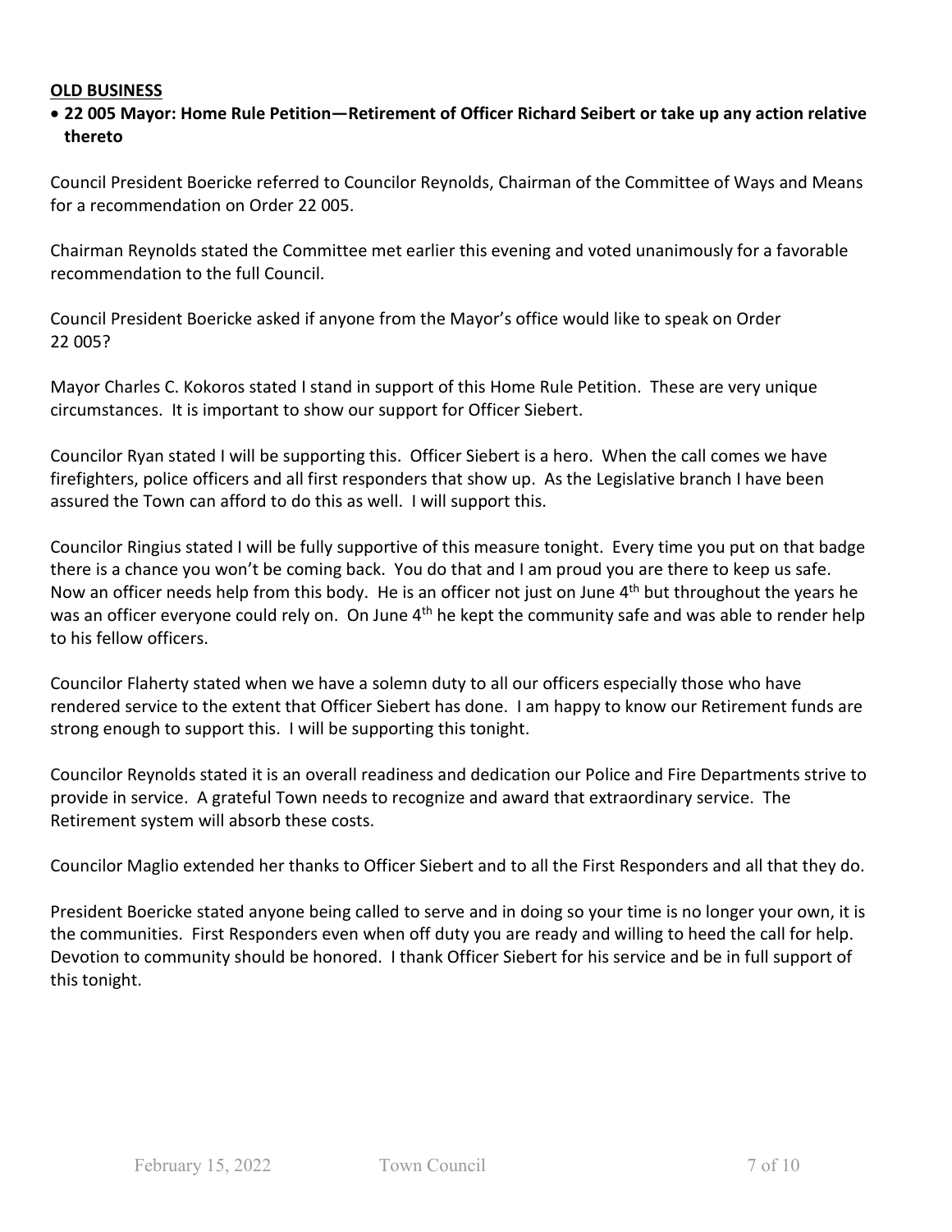**OLD BUSINESS**

- **22 005 Mayor: Home Rule Petition—Retirement of Officer Richard Seibert or take up any action relative thereto**

Council President Boericke referred to Councilor Reynolds, Chairman of the Committee of Ways and Means for a recommendation on Order 22 005.

Chairman Reynolds stated the Committee met earlier this evening and voted unanimously for a favorable recommendation to the full Council.

Council President Boericke asked if anyone from the Mayor's office would like to speak on Order 22 005?

Mayor Charles C. Kokoros stated I stand in support of this Home Rule Petition. These are very unique circumstances. It is important to show our support for Officer Siebert.

Councilor Ryan stated I will be supporting this. Officer Siebert is a hero. When the call comes we have firefighters, police officers and all first responders that show up. As the Legislative branch I have been assured the Town can afford to do this as well. I will support this.

Councilor Ringius stated I will be fully supportive of this measure tonight. Every time you put on that badge there is a chance you won't be coming back. You do that and I am proud you are there to keep us safe. Now an officer needs help from this body. He is an officer not just on June 4th but throughout the years he was an officer everyone could rely on. On June 4th he kept the community safe and was able to render help to his fellow officers.

Councilor Flaherty stated when we have a solemn duty to all our officers especially those who have rendered service to the extent that Officer Siebert has done. I am happy to know our Retirement funds are strong enough to support this. I will be supporting this tonight.

Councilor Reynolds stated it is an overall readiness and dedication our Police and Fire Departments strive to provide in service. A grateful Town needs to recognize and award that extraordinary service. The Retirement system will absorb these costs.

Councilor Maglio extended her thanks to Officer Siebert and to all the First Responders and all that they do.

President Boericke stated anyone being called to serve and in doing so your time is no longer your own, it is the communities. First Responders even when off duty you are ready and willing to heed the call for help. Devotion to community should be honored. I thank Officer Siebert for his service and be in full support of this tonight.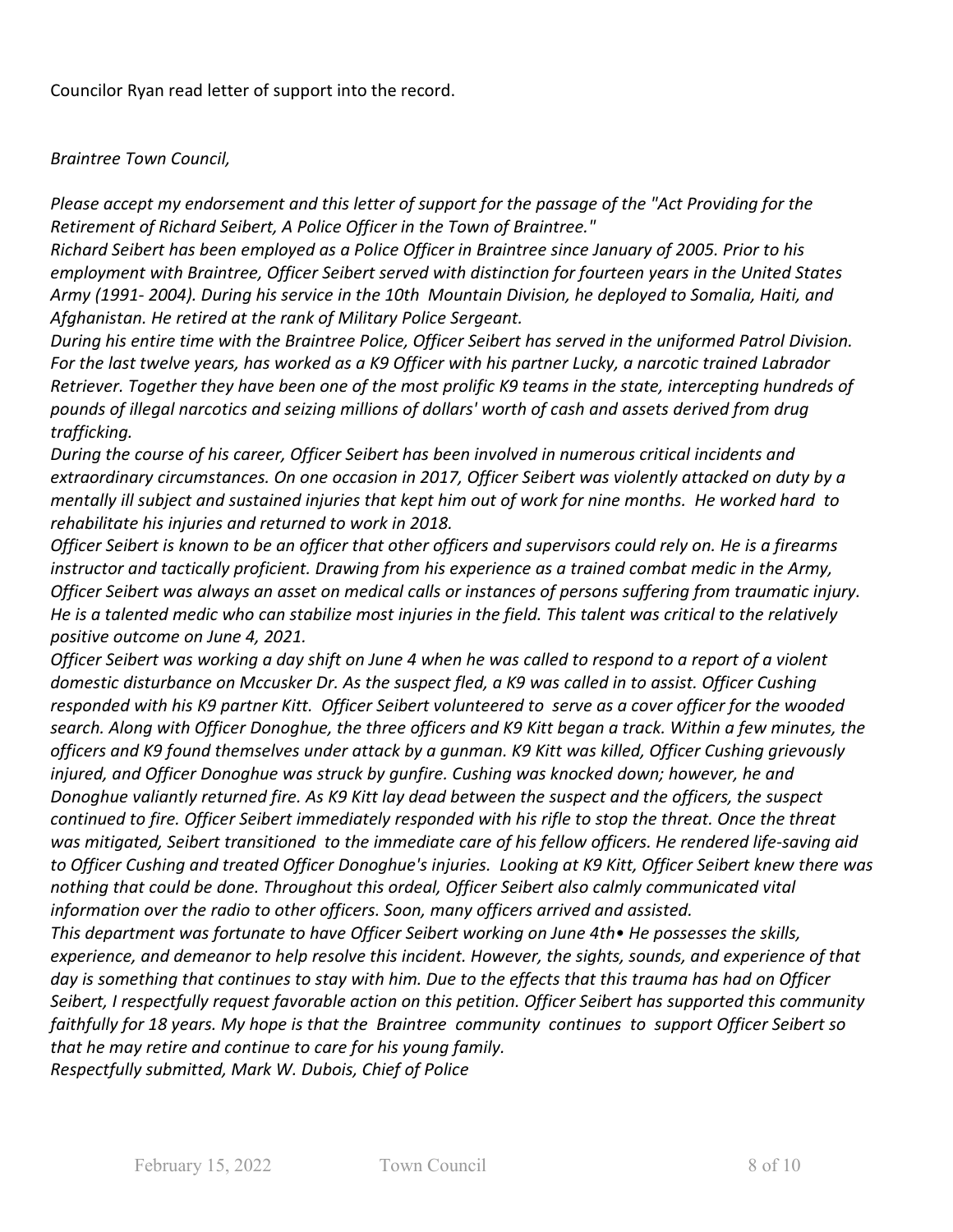Councilor Ryan read letter of support into the record.

*Braintree Town Council,*

*Please accept my endorsement and this letter of support for the passage of the "Act Providing for the Retirement of Richard Seibert, A Police Officer in the Town of Braintree."*

*Richard Seibert has been employed as a Police Officer in Braintree since January of 2005. Prior to his employment with Braintree, Officer Seibert served with distinction for fourteen years in the United States Army (1991- 2004). During his service in the 10th Mountain Division, he deployed to Somalia, Haiti, and Afghanistan. He retired at the rank of Military Police Sergeant.*

*During his entire time with the Braintree Police, Officer Seibert has served in the uniformed Patrol Division. For the last twelve years, has worked as a K9 Officer with his partner Lucky, a narcotic trained Labrador Retriever. Together they have been one of the most prolific K9 teams in the state, intercepting hundreds of pounds of illegal narcotics and seizing millions of dollars' worth of cash and assets derived from drug trafficking.*

*During the course of his career, Officer Seibert has been involved in numerous critical incidents and extraordinary circumstances. On one occasion in 2017, Officer Seibert was violently attacked on duty by a mentally ill subject and sustained injuries that kept him out of work for nine months. He worked hard to rehabilitate his injuries and returned to work in 2018.*

*Officer Seibert is known to be an officer that other officers and supervisors could rely on. He is a firearms instructor and tactically proficient. Drawing from his experience as a trained combat medic in the Army, Officer Seibert was always an asset on medical calls or instances of persons suffering from traumatic injury. He is a talented medic who can stabilize most injuries in the field. This talent was critical to the relatively positive outcome on June 4, 2021.*

*Officer Seibert was working a day shift on June 4 when he was called to respond to a report of a violent domestic disturbance on Mccusker Dr. As the suspect fled, a K9 was called in to assist. Officer Cushing responded with his K9 partner Kitt. Officer Seibert volunteered to serve as a cover officer for the wooded search. Along with Officer Donoghue, the three officers and K9 Kitt began a track. Within a few minutes, the officers and K9 found themselves under attack by a gunman. K9 Kitt was killed, Officer Cushing grievously injured, and Officer Donoghue was struck by gunfire. Cushing was knocked down; however, he and Donoghue valiantly returned fire. As K9 Kitt lay dead between the suspect and the officers, the suspect continued to fire. Officer Seibert immediately responded with his rifle to stop the threat. Once the threat was mitigated, Seibert transitioned to the immediate care of his fellow officers. He rendered life-saving aid to Officer Cushing and treated Officer Donoghue's injuries. Looking at K9 Kitt, Officer Seibert knew there was nothing that could be done. Throughout this ordeal, Officer Seibert also calmly communicated vital information over the radio to other officers. Soon, many officers arrived and assisted.*

*This department was fortunate to have Officer Seibert working on June 4th• He possesses the skills, experience, and demeanor to help resolve this incident. However, the sights, sounds, and experience of that day is something that continues to stay with him. Due to the effects that this trauma has had on Officer Seibert, I respectfully request favorable action on this petition. Officer Seibert has supported this community faithfully for 18 years. My hope is that the Braintree community continues to support Officer Seibert so that he may retire and continue to care for his young family.*

*Respectfully submitted, Mark W. Dubois, Chief of Police*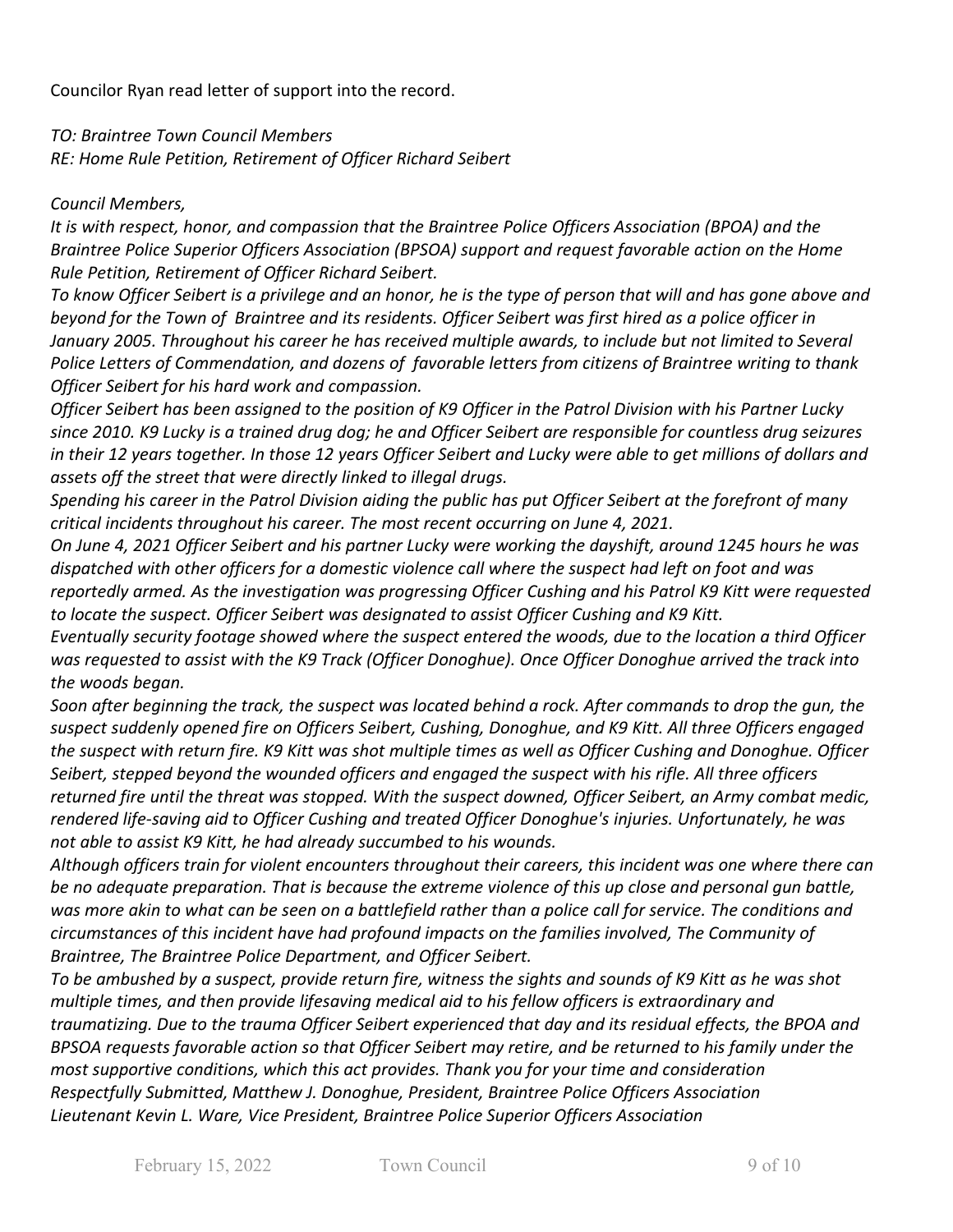Councilor Ryan read letter of support into the record.

*TO: Braintree Town Council Members*
*RE: Home Rule Petition, Retirement of Officer Richard Seibert*

*Council Members,*

*It is with respect, honor, and compassion that the Braintree Police Officers Association (BPOA) and the Braintree Police Superior Officers Association (BPSOA) support and request favorable action on the Home Rule Petition, Retirement of Officer Richard Seibert.*

*To know Officer Seibert is a privilege and an honor, he is the type of person that will and has gone above and beyond for the Town of Braintree and its residents. Officer Seibert was first hired as a police officer in January 2005. Throughout his career he has received multiple awards, to include but not limited to Several Police Letters of Commendation, and dozens of favorable letters from citizens of Braintree writing to thank Officer Seibert for his hard work and compassion.*

*Officer Seibert has been assigned to the position of K9 Officer in the Patrol Division with his Partner Lucky since 2010. K9 Lucky is a trained drug dog; he and Officer Seibert are responsible for countless drug seizures in their 12 years together. In those 12 years Officer Seibert and Lucky were able to get millions of dollars and assets off the street that were directly linked to illegal drugs.*

*Spending his career in the Patrol Division aiding the public has put Officer Seibert at the forefront of many critical incidents throughout his career. The most recent occurring on June 4, 2021.*

*On June 4, 2021 Officer Seibert and his partner Lucky were working the dayshift, around 1245 hours he was dispatched with other officers for a domestic violence call where the suspect had left on foot and was reportedly armed. As the investigation was progressing Officer Cushing and his Patrol K9 Kitt were requested to locate the suspect. Officer Seibert was designated to assist Officer Cushing and K9 Kitt.*

*Eventually security footage showed where the suspect entered the woods, due to the location a third Officer was requested to assist with the K9 Track (Officer Donoghue). Once Officer Donoghue arrived the track into the woods began.*

*Soon after beginning the track, the suspect was located behind a rock. After commands to drop the gun, the suspect suddenly opened fire on Officers Seibert, Cushing, Donoghue, and K9 Kitt. All three Officers engaged the suspect with return fire. K9 Kitt was shot multiple times as well as Officer Cushing and Donoghue. Officer Seibert, stepped beyond the wounded officers and engaged the suspect with his rifle. All three officers returned fire until the threat was stopped. With the suspect downed, Officer Seibert, an Army combat medic, rendered life-saving aid to Officer Cushing and treated Officer Donoghue's injuries. Unfortunately, he was not able to assist K9 Kitt, he had already succumbed to his wounds.*

*Although officers train for violent encounters throughout their careers, this incident was one where there can be no adequate preparation. That is because the extreme violence of this up close and personal gun battle, was more akin to what can be seen on a battlefield rather than a police call for service. The conditions and circumstances of this incident have had profound impacts on the families involved, The Community of Braintree, The Braintree Police Department, and Officer Seibert.*

*To be ambushed by a suspect, provide return fire, witness the sights and sounds of K9 Kitt as he was shot multiple times, and then provide lifesaving medical aid to his fellow officers is extraordinary and traumatizing. Due to the trauma Officer Seibert experienced that day and its residual effects, the BPOA and BPSOA requests favorable action so that Officer Seibert may retire, and be returned to his family under the most supportive conditions, which this act provides. Thank you for your time and consideration*

*Respectfully Submitted, Matthew J. Donoghue, President, Braintree Police Officers Association*
*Lieutenant Kevin L. Ware, Vice President, Braintree Police Superior Officers Association*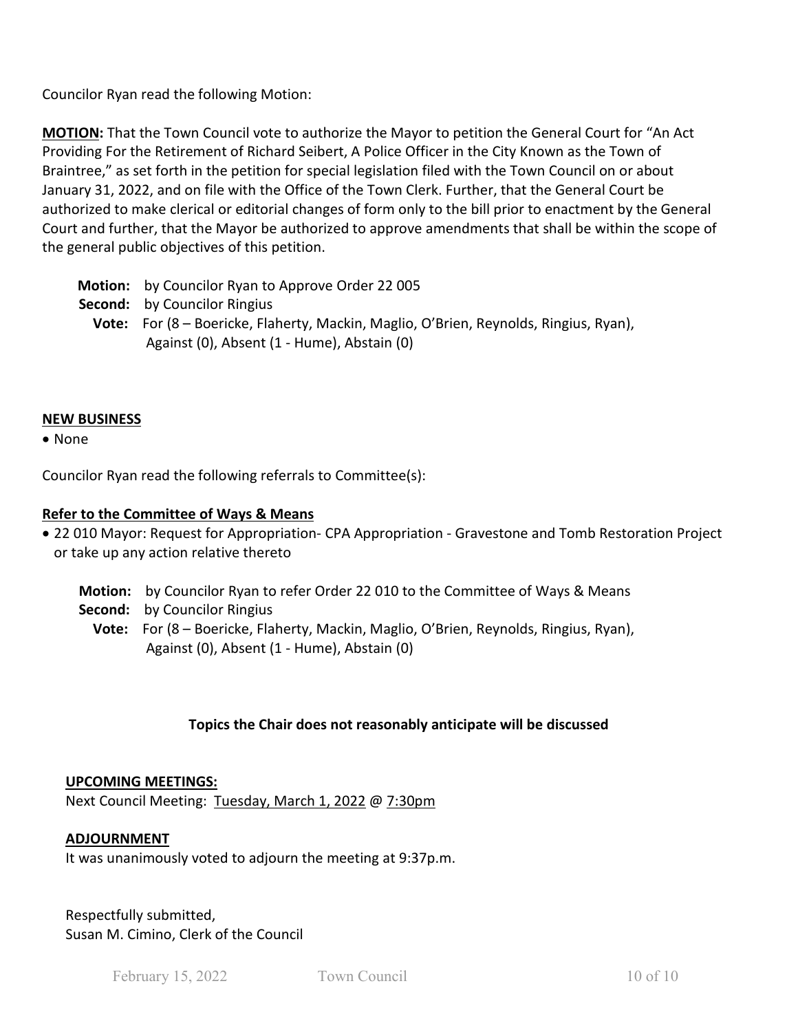Councilor Ryan read the following Motion:

**MOTION:** That the Town Council vote to authorize the Mayor to petition the General Court for "An Act Providing For the Retirement of Richard Seibert, A Police Officer in the City Known as the Town of Braintree," as set forth in the petition for special legislation filed with the Town Council on or about January 31, 2022, and on file with the Office of the Town Clerk. Further, that the General Court be authorized to make clerical or editorial changes of form only to the bill prior to enactment by the General Court and further, that the Mayor be authorized to approve amendments that shall be within the scope of the general public objectives of this petition.

**Motion:** by Councilor Ryan to Approve Order 22 005
**Second:** by Councilor Ringius
**Vote:** For (8 – Boericke, Flaherty, Mackin, Maglio, O'Brien, Reynolds, Ringius, Ryan), Against (0), Absent (1 - Hume), Abstain (0)

**NEW BUSINESS**

- None

Councilor Ryan read the following referrals to Committee(s):

**Refer to the Committee of Ways & Means**

- 22 010 Mayor: Request for Appropriation- CPA Appropriation - Gravestone and Tomb Restoration Project or take up any action relative thereto

**Motion:** by Councilor Ryan to refer Order 22 010 to the Committee of Ways & Means
**Second:** by Councilor Ringius
**Vote:** For (8 – Boericke, Flaherty, Mackin, Maglio, O'Brien, Reynolds, Ringius, Ryan), Against (0), Absent (1 - Hume), Abstain (0)

**Topics the Chair does not reasonably anticipate will be discussed**

**UPCOMING MEETINGS:**
Next Council Meeting: Tuesday, March 1, 2022 @ 7:30pm

**ADJOURNMENT**
It was unanimously voted to adjourn the meeting at 9:37p.m.

Respectfully submitted,
Susan M. Cimino, Clerk of the Council